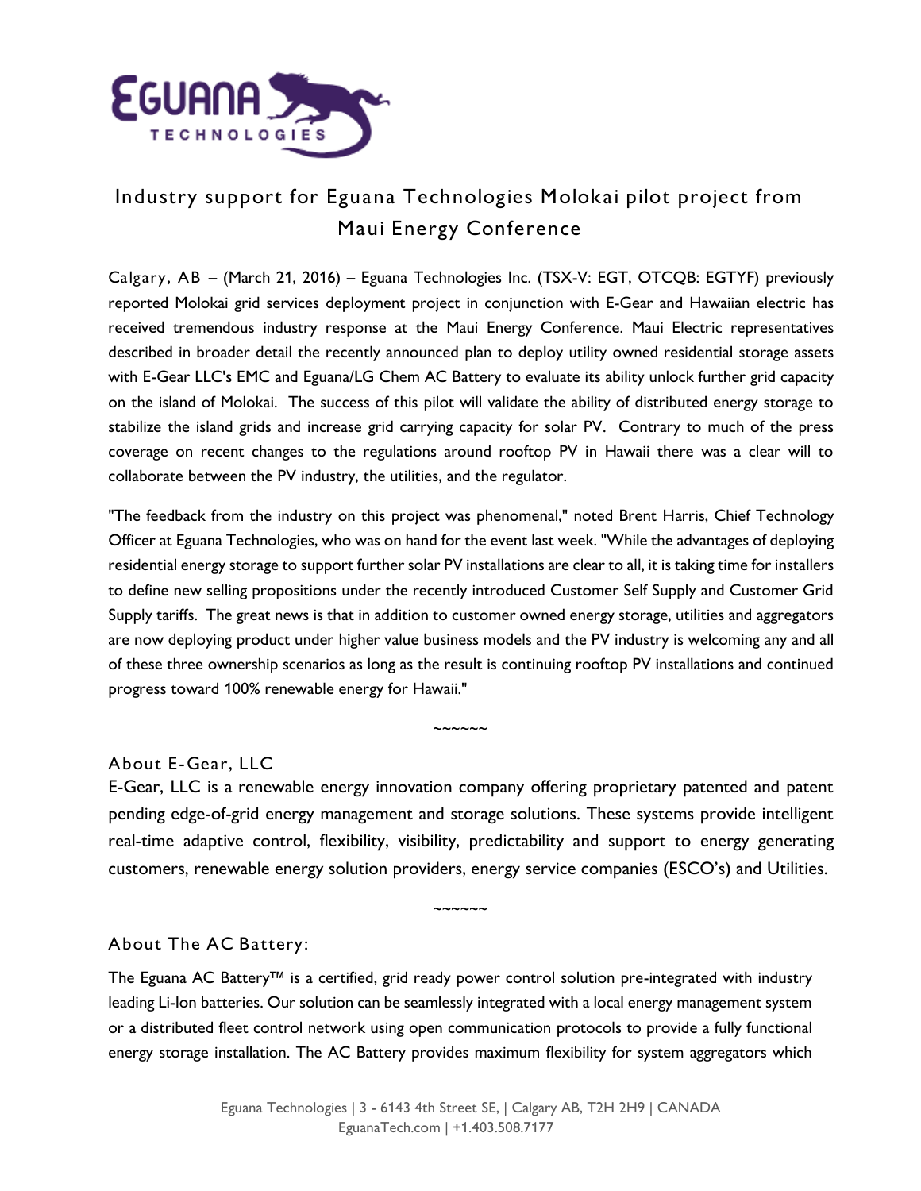# Industry support for Eguana Technologies Molokai pilot project from Maui Energy Conference

Calgary, AB – (March 21, 2016) – Eguana Technologies Inc. (TSX-V: EGT, OTCQB: EGTYF) previously reported Molokai grid services deployment project in conjunction with E-Gear and Hawaiian electric has received tremendous industry response at the Maui Energy Conference. Maui Electric representatives described in broader detail the recently announced plan to deploy utility owned residential storage assets with E-Gear LLC's EMC and Eguana/LG Chem AC Battery to evaluate its ability unlock further grid capacity on the island of Molokai. The success of this pilot will validate the ability of distributed energy storage to stabilize the island grids and increase grid carrying capacity for solar PV. Contrary to much of the press coverage on recent changes to the regulations around rooftop PV in Hawaii there was a clear will to collaborate between the PV industry, the utilities, and the regulator.

"The feedback from the industry on this project was phenomenal," noted Brent Harris, Chief Technology Officer at Eguana Technologies, who was on hand for the event last week. "While the advantages of deploying residential energy storage to support further solar PV installations are clear to all, it is taking time for installers to define new selling propositions under the recently introduced Customer Self Supply and Customer Grid Supply tariffs. The great news is that in addition to customer owned energy storage, utilities and aggregators are now deploying product under higher value business models and the PV industry is welcoming any and all of these three ownership scenarios as long as the result is continuing rooftop PV installations and continued progress toward 100% renewable energy for Hawaii."

~~~~~~

## About E-Gear, LLC

E-Gear, LLC is a renewable energy innovation company offering proprietary patented and patent pending edge-of-grid energy management and storage solutions. These systems provide intelligent real-time adaptive control, flexibility, visibility, predictability and support to energy generating customers, renewable energy solution providers, energy service companies (ESCO's) and Utilities.

~~~~~~

## About The AC Battery:

The Eguana AC Battery™ is a certified, grid ready power control solution pre-integrated with industry leading Li-Ion batteries. Our solution can be seamlessly integrated with a local energy management system or a distributed fleet control network using open communication protocols to provide a fully functional energy storage installation. The AC Battery provides maximum flexibility for system aggregators which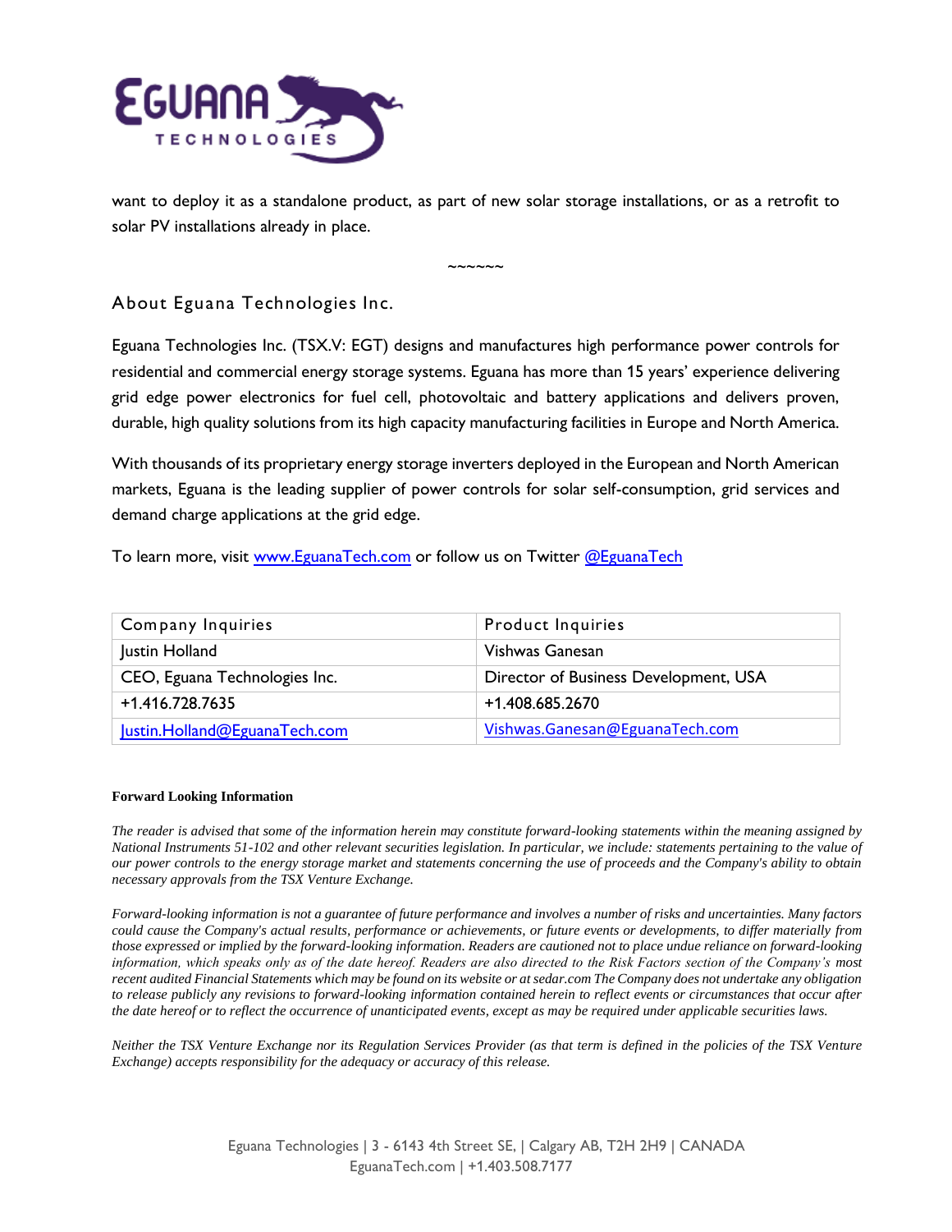want to deploy it as a standalone product, as part of new solar storage installations, or as a retrofit to solar PV installations already in place.

~~~~~~

## About Eguana Technologies Inc.

Eguana Technologies Inc. (TSX.V: EGT) designs and manufactures high performance power controls for residential and commercial energy storage systems. Eguana has more than 15 years' experience delivering grid edge power electronics for fuel cell, photovoltaic and battery applications and delivers proven, durable, high quality solutions from its high capacity manufacturing facilities in Europe and North America.

With thousands of its proprietary energy storage inverters deployed in the European and North American markets, Eguana is the leading supplier of power controls for solar self-consumption, grid services and demand charge applications at the grid edge.

To learn more, visit www.EguanaTech.com or follow us on Twitter @EguanaTech

| Company Inquiries | Product Inquiries |
|---|---|
| Justin Holland | Vishwas Ganesan |
| CEO, Eguana Technologies Inc. | Director of Business Development, USA |
| +1.416.728.7635 | +1.408.685.2670 |
| Justin.Holland@EguanaTech.com | Vishwas.Ganesan@EguanaTech.com |

**Forward Looking Information**

*The reader is advised that some of the information herein may constitute forward-looking statements within the meaning assigned by National Instruments 51-102 and other relevant securities legislation. In particular, we include: statements pertaining to the value of our power controls to the energy storage market and statements concerning the use of proceeds and the Company's ability to obtain necessary approvals from the TSX Venture Exchange.*

*Forward-looking information is not a guarantee of future performance and involves a number of risks and uncertainties. Many factors could cause the Company's actual results, performance or achievements, or future events or developments, to differ materially from those expressed or implied by the forward-looking information. Readers are cautioned not to place undue reliance on forward-looking information, which speaks only as of the date hereof. Readers are also directed to the Risk Factors section of the Company's most recent audited Financial Statements which may be found on its website or at sedar.com The Company does not undertake any obligation to release publicly any revisions to forward-looking information contained herein to reflect events or circumstances that occur after the date hereof or to reflect the occurrence of unanticipated events, except as may be required under applicable securities laws.*

*Neither the TSX Venture Exchange nor its Regulation Services Provider (as that term is defined in the policies of the TSX Venture Exchange) accepts responsibility for the adequacy or accuracy of this release.*